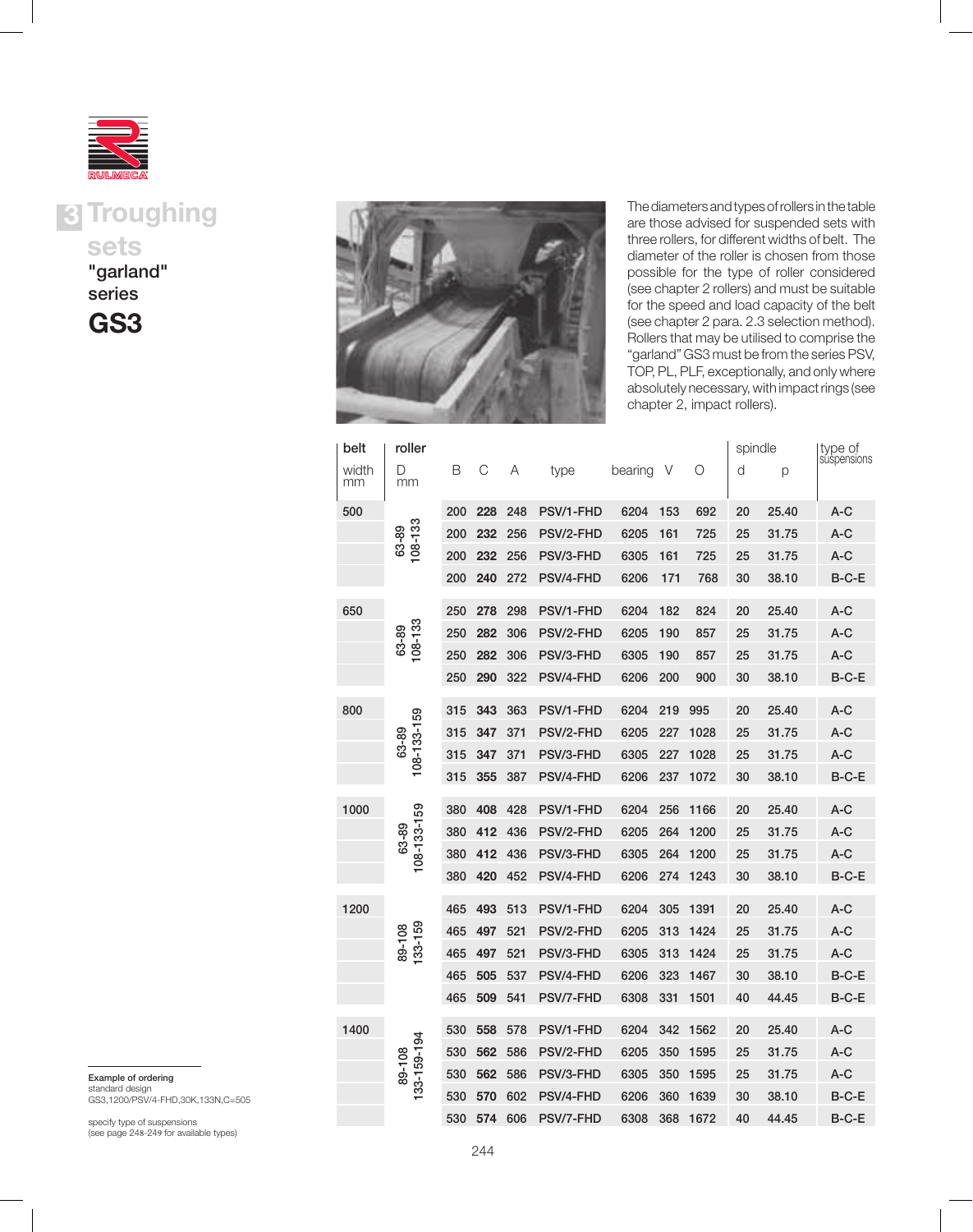# 3 Troughing sets

## "garland" series

# GS3

The diameters and types of rollers in the table are those advised for suspended sets with three rollers, for different widths of belt. The diameter of the roller is chosen from those possible for the type of roller considered (see chapter 2 rollers) and must be suitable for the speed and load capacity of the belt (see chapter 2 para. 2.3 selection method). Rollers that may be utilised to comprise the "garland" GS3 must be from the series PSV, TOP, PL, PLF, exceptionally, and only where absolutely necessary, with impact rings (see chapter 2, impact rollers).

| belt width mm | roller D mm | B | C | A | type | bearing | V | O | spindle d | p | type of suspensions |
|---|---|---|---|---|---|---|---|---|---|---|---|
| 500 | 63-89 108-133 | 200 | **228** | 248 | PSV/1-FHD | 6204 | 153 | 692 | 20 | 25.40 | A-C |
| | | 200 | **232** | 256 | PSV/2-FHD | 6205 | 161 | 725 | 25 | 31.75 | A-C |
| | | 200 | **232** | 256 | PSV/3-FHD | 6305 | 161 | 725 | 25 | 31.75 | A-C |
| | | 200 | **240** | 272 | PSV/4-FHD | 6206 | 171 | 768 | 30 | 38.10 | B-C-E |
| 650 | 63-89 108-133 | 250 | **278** | 298 | PSV/1-FHD | 6204 | 182 | 824 | 20 | 25.40 | A-C |
| | | 250 | **282** | 306 | PSV/2-FHD | 6205 | 190 | 857 | 25 | 31.75 | A-C |
| | | 250 | **282** | 306 | PSV/3-FHD | 6305 | 190 | 857 | 25 | 31.75 | A-C |
| | | 250 | **290** | 322 | PSV/4-FHD | 6206 | 200 | 900 | 30 | 38.10 | B-C-E |
| 800 | 63-89 108-133-159 | 315 | **343** | 363 | PSV/1-FHD | 6204 | 219 | 995 | 20 | 25.40 | A-C |
| | | 315 | **347** | 371 | PSV/2-FHD | 6205 | 227 | 1028 | 25 | 31.75 | A-C |
| | | 315 | **347** | 371 | PSV/3-FHD | 6305 | 227 | 1028 | 25 | 31.75 | A-C |
| | | 315 | **355** | 387 | PSV/4-FHD | 6206 | 237 | 1072 | 30 | 38.10 | B-C-E |
| 1000 | 63-89 108-133-159 | 380 | **408** | 428 | PSV/1-FHD | 6204 | 256 | 1166 | 20 | 25.40 | A-C |
| | | 380 | **412** | 436 | PSV/2-FHD | 6205 | 264 | 1200 | 25 | 31.75 | A-C |
| | | 380 | **412** | 436 | PSV/3-FHD | 6305 | 264 | 1200 | 25 | 31.75 | A-C |
| | | 380 | **420** | 452 | PSV/4-FHD | 6206 | 274 | 1243 | 30 | 38.10 | B-C-E |
| 1200 | 89-108 133-159 | 465 | **493** | 513 | PSV/1-FHD | 6204 | 305 | 1391 | 20 | 25.40 | A-C |
| | | 465 | **497** | 521 | PSV/2-FHD | 6205 | 313 | 1424 | 25 | 31.75 | A-C |
| | | 465 | **497** | 521 | PSV/3-FHD | 6305 | 313 | 1424 | 25 | 31.75 | A-C |
| | | 465 | **505** | 537 | PSV/4-FHD | 6206 | 323 | 1467 | 30 | 38.10 | B-C-E |
| | | 465 | **509** | 541 | PSV/7-FHD | 6308 | 331 | 1501 | 40 | 44.45 | B-C-E |
| 1400 | 89-108 133-159-194 | 530 | **558** | 578 | PSV/1-FHD | 6204 | 342 | 1562 | 20 | 25.40 | A-C |
| | | 530 | **562** | 586 | PSV/2-FHD | 6205 | 350 | 1595 | 25 | 31.75 | A-C |
| | | 530 | **562** | 586 | PSV/3-FHD | 6305 | 350 | 1595 | 25 | 31.75 | A-C |
| | | 530 | **570** | 602 | PSV/4-FHD | 6206 | 360 | 1639 | 30 | 38.10 | B-C-E |
| | | 530 | **574** | 606 | PSV/7-FHD | 6308 | 368 | 1672 | 40 | 44.45 | B-C-E |

**Example of ordering**
standard design
GS3,1200/PSV/4-FHD,30K,133N,C=505

specify type of suspensions
(see page 248-249 for available types)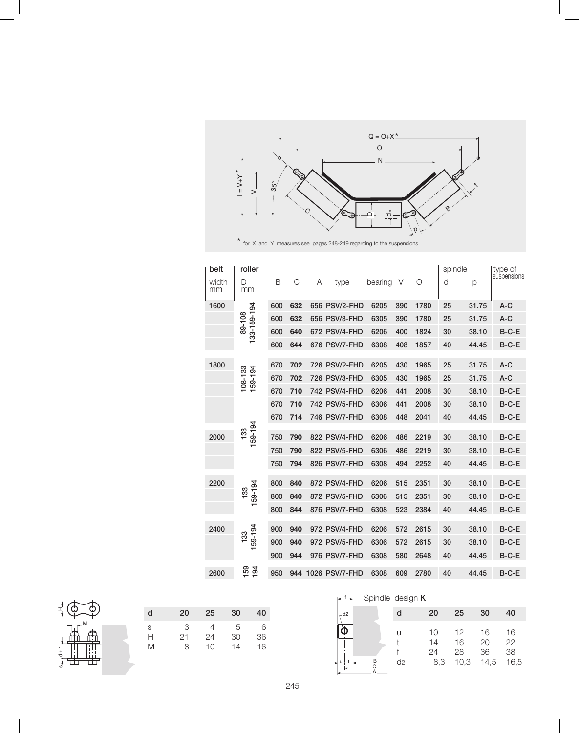Q = O+X*

O

N

I = V+Y*

V

35°

C

D

d

p

B

t

* for X and Y measures see pages 248-249 regarding to the suspensions

| belt width mm | roller D mm | B | C | A | type | bearing | V | O | spindle d | p | type of suspensions |
|---|---|---|---|---|---|---|---|---|---|---|---|
| 1600 | 89-108 133-159-194 | 600 | 632 | 656 | PSV/2-FHD | 6205 | 390 | 1780 | 25 | 31.75 | A-C |
| | | 600 | 632 | 656 | PSV/3-FHD | 6305 | 390 | 1780 | 25 | 31.75 | A-C |
| | | 600 | 640 | 672 | PSV/4-FHD | 6206 | 400 | 1824 | 30 | 38.10 | B-C-E |
| | | 600 | 644 | 676 | PSV/7-FHD | 6308 | 408 | 1857 | 40 | 44.45 | B-C-E |
| 1800 | 108-133 159-194 | 670 | 702 | 726 | PSV/2-FHD | 6205 | 430 | 1965 | 25 | 31.75 | A-C |
| | | 670 | 702 | 726 | PSV/3-FHD | 6305 | 430 | 1965 | 25 | 31.75 | A-C |
| | | 670 | 710 | 742 | PSV/4-FHD | 6206 | 441 | 2008 | 30 | 38.10 | B-C-E |
| | | 670 | 710 | 742 | PSV/5-FHD | 6306 | 441 | 2008 | 30 | 38.10 | B-C-E |
| | 133 159-194 | 670 | 714 | 746 | PSV/7-FHD | 6308 | 448 | 2041 | 40 | 44.45 | B-C-E |
| 2000 | | 750 | 790 | 822 | PSV/4-FHD | 6206 | 486 | 2219 | 30 | 38.10 | B-C-E |
| | | 750 | 790 | 822 | PSV/5-FHD | 6306 | 486 | 2219 | 30 | 38.10 | B-C-E |
| | | 750 | 794 | 826 | PSV/7-FHD | 6308 | 494 | 2252 | 40 | 44.45 | B-C-E |
| 2200 | 133 159-194 | 800 | 840 | 872 | PSV/4-FHD | 6206 | 515 | 2351 | 30 | 38.10 | B-C-E |
| | | 800 | 840 | 872 | PSV/5-FHD | 6306 | 515 | 2351 | 30 | 38.10 | B-C-E |
| | | 800 | 844 | 876 | PSV/7-FHD | 6308 | 523 | 2384 | 40 | 44.45 | B-C-E |
| 2400 | 133 159-194 | 900 | 940 | 972 | PSV/4-FHD | 6206 | 572 | 2615 | 30 | 38.10 | B-C-E |
| | | 900 | 940 | 972 | PSV/5-FHD | 6306 | 572 | 2615 | 30 | 38.10 | B-C-E |
| | | 900 | 944 | 976 | PSV/7-FHD | 6308 | 580 | 2648 | 40 | 44.45 | B-C-E |
| 2600 | 159 194 | 950 | 944 | 1026 | PSV/7-FHD | 6308 | 609 | 2780 | 40 | 44.45 | B-C-E |

H

M

d + 1

s

| d | 20 | 25 | 30 | 40 |
|---|---|---|---|---|
| s | 3 | 4 | 5 | 6 |
| H | 21 | 24 | 30 | 36 |
| M | 8 | 10 | 14 | 16 |

f

d2

u

t

B

C

A

Spindle design **K**

| d | 20 | 25 | 30 | 40 |
|---|---|---|---|---|
| u | 10 | 12 | 16 | 16 |
| t | 14 | 16 | 20 | 22 |
| f | 24 | 28 | 36 | 38 |
| $d_2$ | 8,3 | 10,3 | 14,5 | 16,5 |